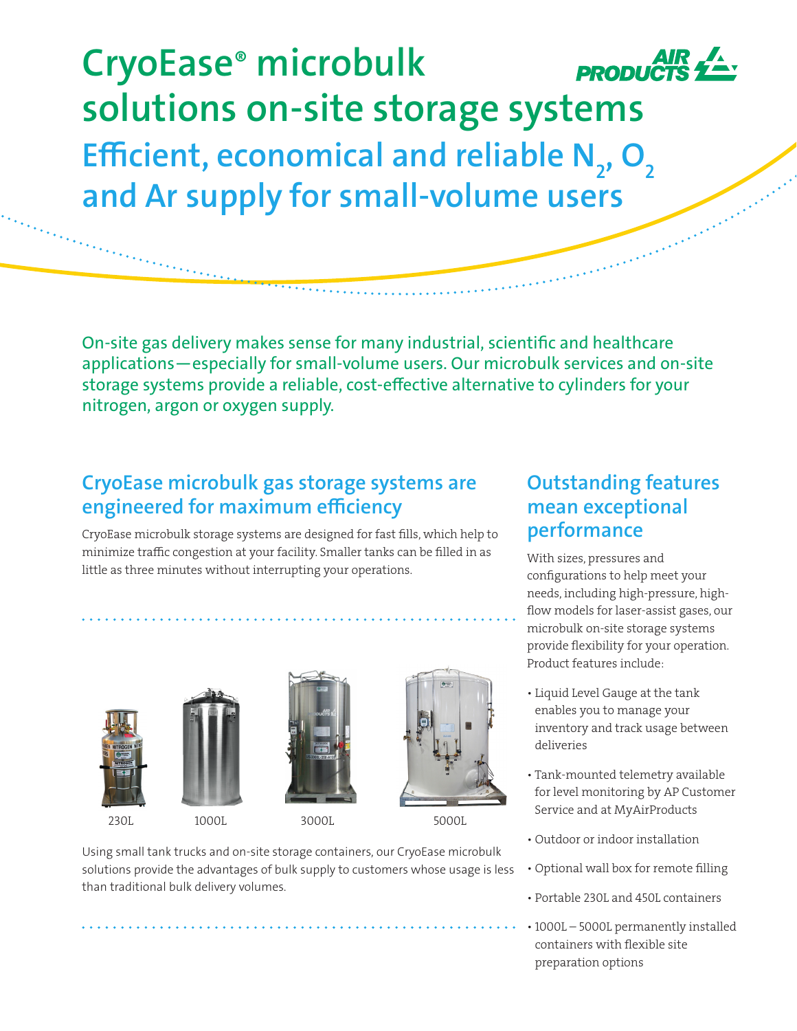# CryoEase® microbulk solutions on-site storage systems

## Efficient, economical and reliable $N_2$, $O_2$ and Ar supply for small-volume users

On-site gas delivery makes sense for many industrial, scientific and healthcare applications—especially for small-volume users. Our microbulk services and on-site storage systems provide a reliable, cost-effective alternative to cylinders for your nitrogen, argon or oxygen supply.

## CryoEase microbulk gas storage systems are engineered for maximum efficiency

CryoEase microbulk storage systems are designed for fast fills, which help to minimize traffic congestion at your facility. Smaller tanks can be filled in as little as three minutes without interrupting your operations.

230L 1000L 3000L 5000L

Using small tank trucks and on-site storage containers, our CryoEase microbulk solutions provide the advantages of bulk supply to customers whose usage is less than traditional bulk delivery volumes.

## Outstanding features mean exceptional performance

With sizes, pressures and configurations to help meet your needs, including high-pressure, high-flow models for laser-assist gases, our microbulk on-site storage systems provide flexibility for your operation. Product features include:

- Liquid Level Gauge at the tank enables you to manage your inventory and track usage between deliveries
- Tank-mounted telemetry available for level monitoring by AP Customer Service and at MyAirProducts
- Outdoor or indoor installation
- Optional wall box for remote filling
- Portable 230L and 450L containers
- 1000L – 5000L permanently installed containers with flexible site preparation options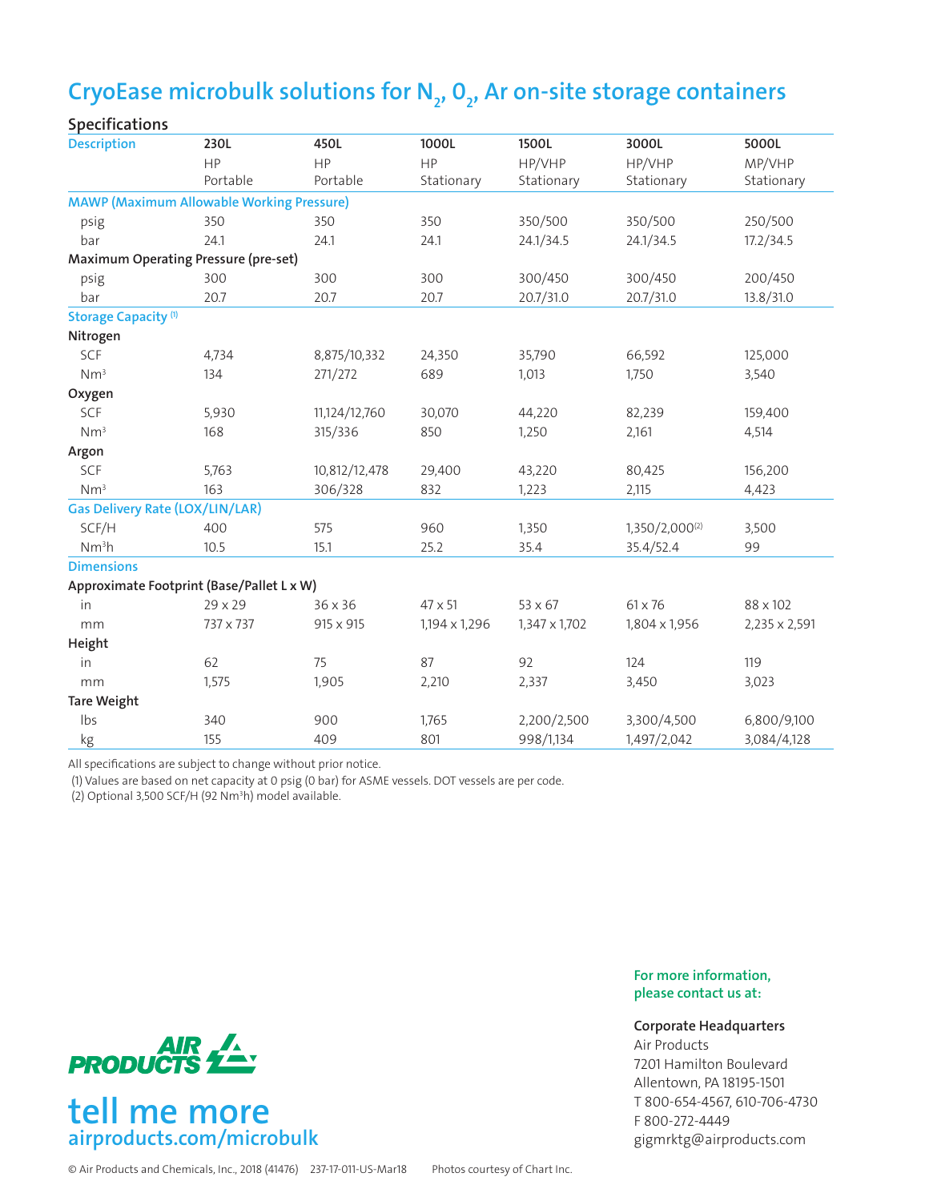# CryoEase microbulk solutions for $N_2$, $0_2$, Ar on-site storage containers

## Specifications

| Description | 230L | 450L | 1000L | 1500L | 3000L | 5000L |
|---|---|---|---|---|---|---|
| | HP Portable | HP Portable | HP Stationary | HP/VHP Stationary | HP/VHP Stationary | MP/VHP Stationary |
| **MAWP (Maximum Allowable Working Pressure)** | | | | | | |
| psig | 350 | 350 | 350 | 350/500 | 350/500 | 250/500 |
| bar | 24.1 | 24.1 | 24.1 | 24.1/34.5 | 24.1/34.5 | 17.2/34.5 |
| **Maximum Operating Pressure (pre-set)** | | | | | | |
| psig | 300 | 300 | 300 | 300/450 | 300/450 | 200/450 |
| bar | 20.7 | 20.7 | 20.7 | 20.7/31.0 | 20.7/31.0 | 13.8/31.0 |
| **Storage Capacity (1)** | | | | | | |
| **Nitrogen** | | | | | | |
| SCF | 4,734 | 8,875/10,332 | 24,350 | 35,790 | 66,592 | 125,000 |
| $Nm^3$ | 134 | 271/272 | 689 | 1,013 | 1,750 | 3,540 |
| **Oxygen** | | | | | | |
| SCF | 5,930 | 11,124/12,760 | 30,070 | 44,220 | 82,239 | 159,400 |
| $Nm^3$ | 168 | 315/336 | 850 | 1,250 | 2,161 | 4,514 |
| **Argon** | | | | | | |
| SCF | 5,763 | 10,812/12,478 | 29,400 | 43,220 | 80,425 | 156,200 |
| $Nm^3$ | 163 | 306/328 | 832 | 1,223 | 2,115 | 4,423 |
| **Gas Delivery Rate (LOX/LIN/LAR)** | | | | | | |
| SCF/H | 400 | 575 | 960 | 1,350 | 1,350/2,000(2) | 3,500 |
| $Nm^3h$ | 10.5 | 15.1 | 25.2 | 35.4 | 35.4/52.4 | 99 |
| **Dimensions** | | | | | | |
| **Approximate Footprint (Base/Pallet L x W)** | | | | | | |
| in | 29 x 29 | 36 x 36 | 47 x 51 | 53 x 67 | 61 x 76 | 88 x 102 |
| mm | 737 x 737 | 915 x 915 | 1,194 x 1,296 | 1,347 x 1,702 | 1,804 x 1,956 | 2,235 x 2,591 |
| **Height** | | | | | | |
| in | 62 | 75 | 87 | 92 | 124 | 119 |
| mm | 1,575 | 1,905 | 2,210 | 2,337 | 3,450 | 3,023 |
| **Tare Weight** | | | | | | |
| lbs | 340 | 900 | 1,765 | 2,200/2,500 | 3,300/4,500 | 6,800/9,100 |
| kg | 155 | 409 | 801 | 998/1,134 | 1,497/2,042 | 3,084/4,128 |

All specifications are subject to change without prior notice.

(1) Values are based on net capacity at 0 psig (0 bar) for ASME vessels. DOT vessels are per code.

(2) Optional 3,500 SCF/H (92 $Nm^3h$) model available.

AIR PRODUCTS

**tell me more**
airproducts.com/microbulk

**For more information, please contact us at:**

**Corporate Headquarters**
Air Products
7201 Hamilton Boulevard
Allentown, PA 18195-1501
T 800-654-4567, 610-706-4730
F 800-272-4449
gigmrktg@airproducts.com

© Air Products and Chemicals, Inc., 2018 (41476) 237-17-011-US-Mar18 Photos courtesy of Chart Inc.